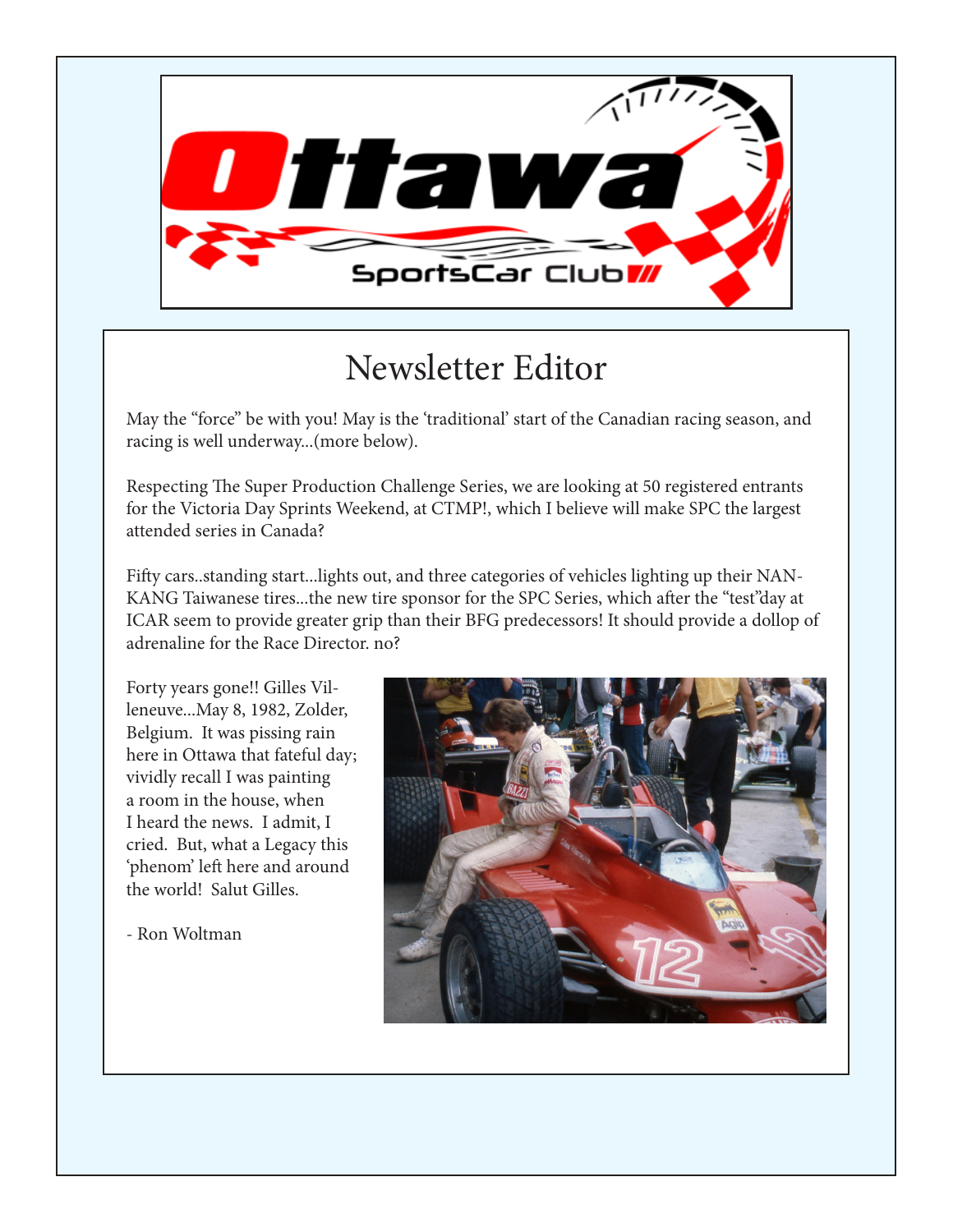Ottawa SportsCar Club

# Newsletter Editor

May the "force" be with you! May is the 'traditional' start of the Canadian racing season, and racing is well underway...(more below).

Respecting The Super Production Challenge Series, we are looking at 50 registered entrants for the Victoria Day Sprints Weekend, at CTMP!, which I believe will make SPC the largest attended series in Canada?

Fifty cars..standing start...lights out, and three categories of vehicles lighting up their NAN-KANG Taiwanese tires...the new tire sponsor for the SPC Series, which after the "test"day at ICAR seem to provide greater grip than their BFG predecessors! It should provide a dollop of adrenaline for the Race Director. no?

Forty years gone!! Gilles Villeneuve...May 8, 1982, Zolder, Belgium. It was pissing rain here in Ottawa that fateful day; vividly recall I was painting a room in the house, when I heard the news. I admit, I cried. But, what a Legacy this 'phenom' left here and around the world! Salut Gilles.

- Ron Woltman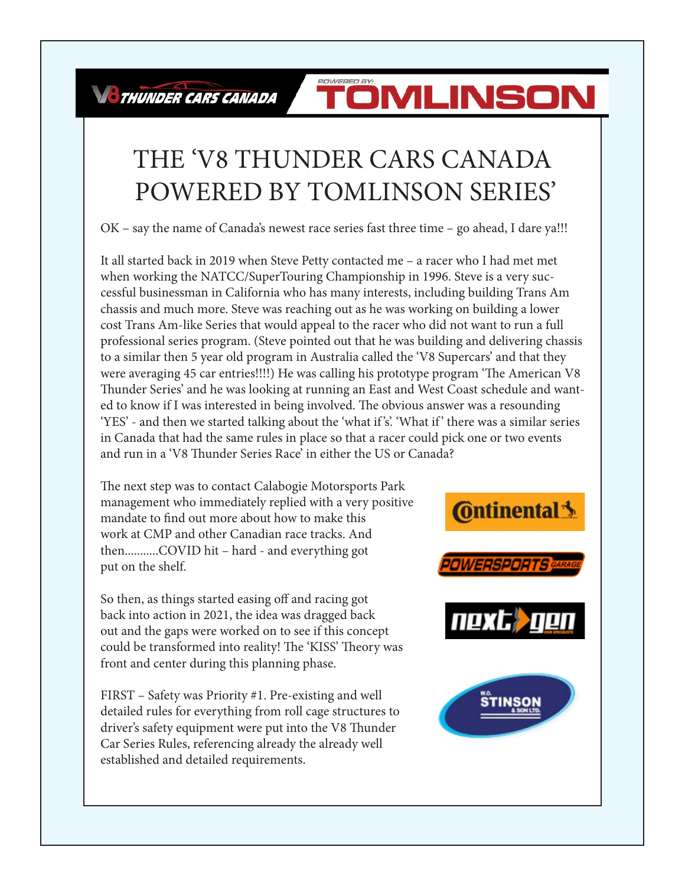# THE 'V8 THUNDER CARS CANADA POWERED BY TOMLINSON SERIES'

OK – say the name of Canada's newest race series fast three time – go ahead, I dare ya!!!

It all started back in 2019 when Steve Petty contacted me – a racer who I had met met when working the NATCC/SuperTouring Championship in 1996. Steve is a very successful businessman in California who has many interests, including building Trans Am chassis and much more. Steve was reaching out as he was working on building a lower cost Trans Am-like Series that would appeal to the racer who did not want to run a full professional series program. (Steve pointed out that he was building and delivering chassis to a similar then 5 year old program in Australia called the 'V8 Supercars' and that they were averaging 45 car entries!!!!) He was calling his prototype program 'The American V8 Thunder Series' and he was looking at running an East and West Coast schedule and wanted to know if I was interested in being involved. The obvious answer was a resounding 'YES' - and then we started talking about the 'what if's'. 'What if' there was a similar series in Canada that had the same rules in place so that a racer could pick one or two events and run in a 'V8 Thunder Series Race' in either the US or Canada?

The next step was to contact Calabogie Motorsports Park management who immediately replied with a very positive mandate to find out more about how to make this work at CMP and other Canadian race tracks. And then...........COVID hit – hard - and everything got put on the shelf.

So then, as things started easing off and racing got back into action in 2021, the idea was dragged back out and the gaps were worked on to see if this concept could be transformed into reality! The 'KISS' Theory was front and center during this planning phase.

FIRST – Safety was Priority #1. Pre-existing and well detailed rules for everything from roll cage structures to driver's safety equipment were put into the V8 Thunder Car Series Rules, referencing already the already well established and detailed requirements.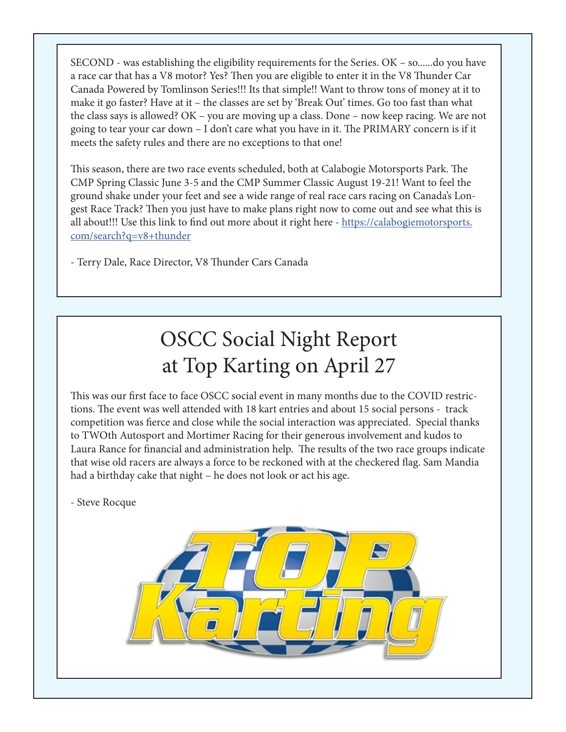SECOND - was establishing the eligibility requirements for the Series. OK – so......do you have a race car that has a V8 motor? Yes? Then you are eligible to enter it in the V8 Thunder Car Canada Powered by Tomlinson Series!!! Its that simple!! Want to throw tons of money at it to make it go faster? Have at it – the classes are set by 'Break Out' times. Go too fast than what the class says is allowed? OK – you are moving up a class. Done – now keep racing. We are not going to tear your car down – I don't care what you have in it. The PRIMARY concern is if it meets the safety rules and there are no exceptions to that one!

This season, there are two race events scheduled, both at Calabogie Motorsports Park. The CMP Spring Classic June 3-5 and the CMP Summer Classic August 19-21! Want to feel the ground shake under your feet and see a wide range of real race cars racing on Canada's Longest Race Track? Then you just have to make plans right now to come out and see what this is all about!!! Use this link to find out more about it right here - https://calabogiemotorsports.com/search?q=v8+thunder

- Terry Dale, Race Director, V8 Thunder Cars Canada

# OSCC Social Night Report at Top Karting on April 27

This was our first face to face OSCC social event in many months due to the COVID restrictions. The event was well attended with 18 kart entries and about 15 social persons - track competition was fierce and close while the social interaction was appreciated. Special thanks to TWOth Autosport and Mortimer Racing for their generous involvement and kudos to Laura Rance for financial and administration help. The results of the two race groups indicate that wise old racers are always a force to be reckoned with at the checkered flag. Sam Mandia had a birthday cake that night – he does not look or act his age.

- Steve Rocque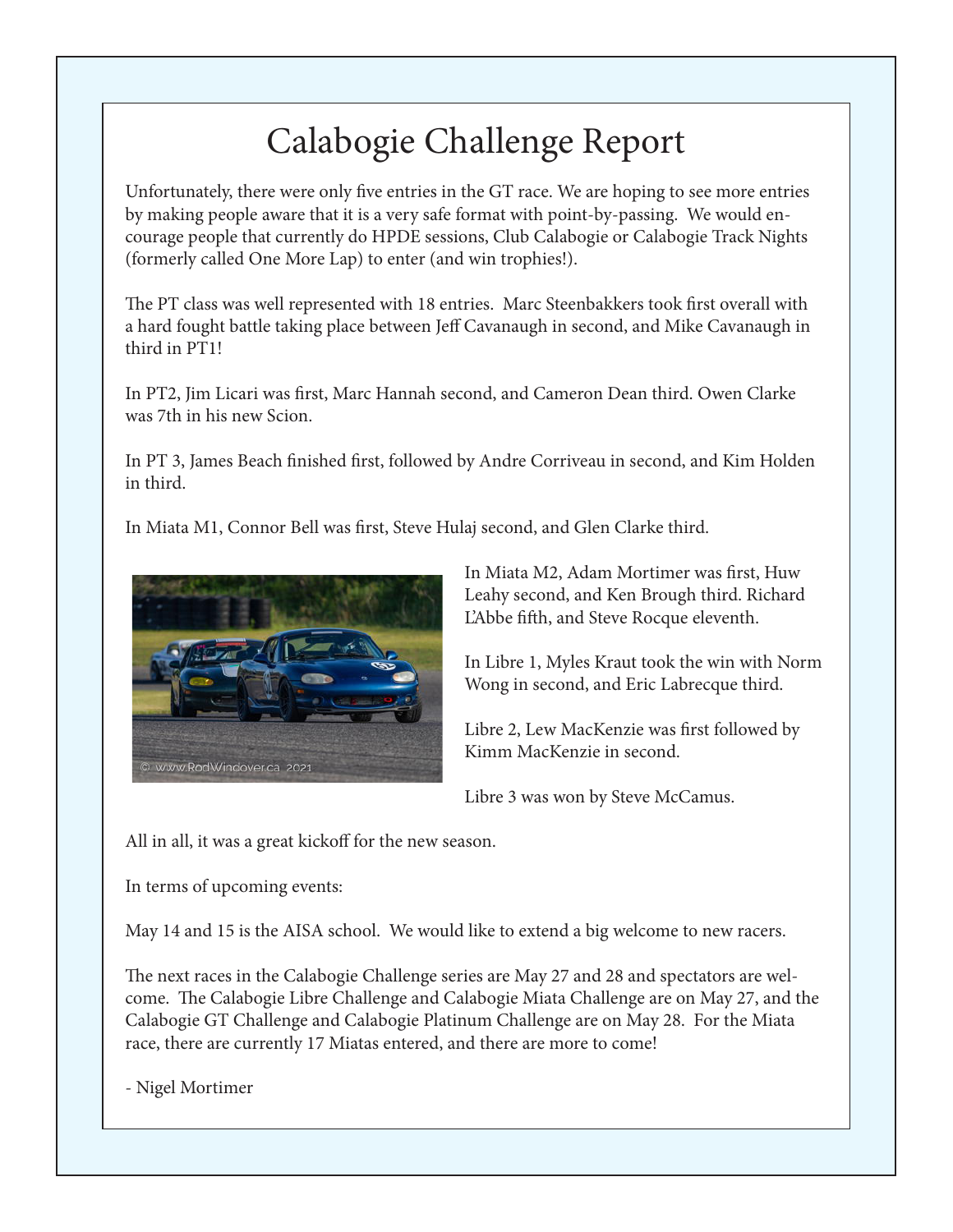# Calabogie Challenge Report

Unfortunately, there were only five entries in the GT race. We are hoping to see more entries by making people aware that it is a very safe format with point-by-passing. We would encourage people that currently do HPDE sessions, Club Calabogie or Calabogie Track Nights (formerly called One More Lap) to enter (and win trophies!).

The PT class was well represented with 18 entries. Marc Steenbakkers took first overall with a hard fought battle taking place between Jeff Cavanaugh in second, and Mike Cavanaugh in third in PT1!

In PT2, Jim Licari was first, Marc Hannah second, and Cameron Dean third. Owen Clarke was 7th in his new Scion.

In PT 3, James Beach finished first, followed by Andre Corriveau in second, and Kim Holden in third.

In Miata M1, Connor Bell was first, Steve Hulaj second, and Glen Clarke third.

In Miata M2, Adam Mortimer was first, Huw Leahy second, and Ken Brough third. Richard L'Abbe fifth, and Steve Rocque eleventh.

In Libre 1, Myles Kraut took the win with Norm Wong in second, and Eric Labrecque third.

Libre 2, Lew MacKenzie was first followed by Kimm MacKenzie in second.

Libre 3 was won by Steve McCamus.

All in all, it was a great kickoff for the new season.

In terms of upcoming events:

May 14 and 15 is the AISA school. We would like to extend a big welcome to new racers.

The next races in the Calabogie Challenge series are May 27 and 28 and spectators are welcome. The Calabogie Libre Challenge and Calabogie Miata Challenge are on May 27, and the Calabogie GT Challenge and Calabogie Platinum Challenge are on May 28. For the Miata race, there are currently 17 Miatas entered, and there are more to come!

- Nigel Mortimer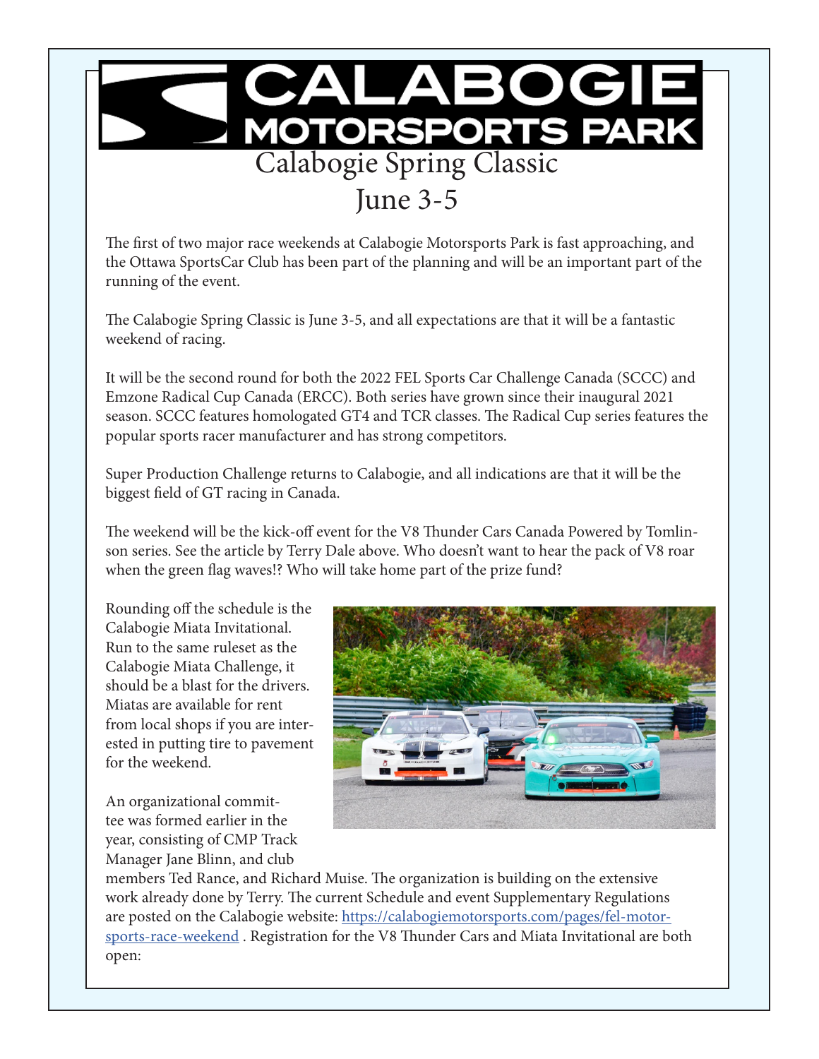# CALABOGIE MOTORSPORTS PARK

## Calabogie Spring Classic
## June 3-5

The first of two major race weekends at Calabogie Motorsports Park is fast approaching, and the Ottawa SportsCar Club has been part of the planning and will be an important part of the running of the event.

The Calabogie Spring Classic is June 3-5, and all expectations are that it will be a fantastic weekend of racing.

It will be the second round for both the 2022 FEL Sports Car Challenge Canada (SCCC) and Emzone Radical Cup Canada (ERCC). Both series have grown since their inaugural 2021 season. SCCC features homologated GT4 and TCR classes. The Radical Cup series features the popular sports racer manufacturer and has strong competitors.

Super Production Challenge returns to Calabogie, and all indications are that it will be the biggest field of GT racing in Canada.

The weekend will be the kick-off event for the V8 Thunder Cars Canada Powered by Tomlinson series. See the article by Terry Dale above. Who doesn't want to hear the pack of V8 roar when the green flag waves!? Who will take home part of the prize fund?

Rounding off the schedule is the Calabogie Miata Invitational. Run to the same ruleset as the Calabogie Miata Challenge, it should be a blast for the drivers. Miatas are available for rent from local shops if you are interested in putting tire to pavement for the weekend.

An organizational committee was formed earlier in the year, consisting of CMP Track Manager Jane Blinn, and club members Ted Rance, and Richard Muise. The organization is building on the extensive work already done by Terry. The current Schedule and event Supplementary Regulations are posted on the Calabogie website: [https://calabogiemotorsports.com/pages/fel-motorsports-race-weekend](https://calabogiemotorsports.com/pages/fel-motorsports-race-weekend) . Registration for the V8 Thunder Cars and Miata Invitational are both open: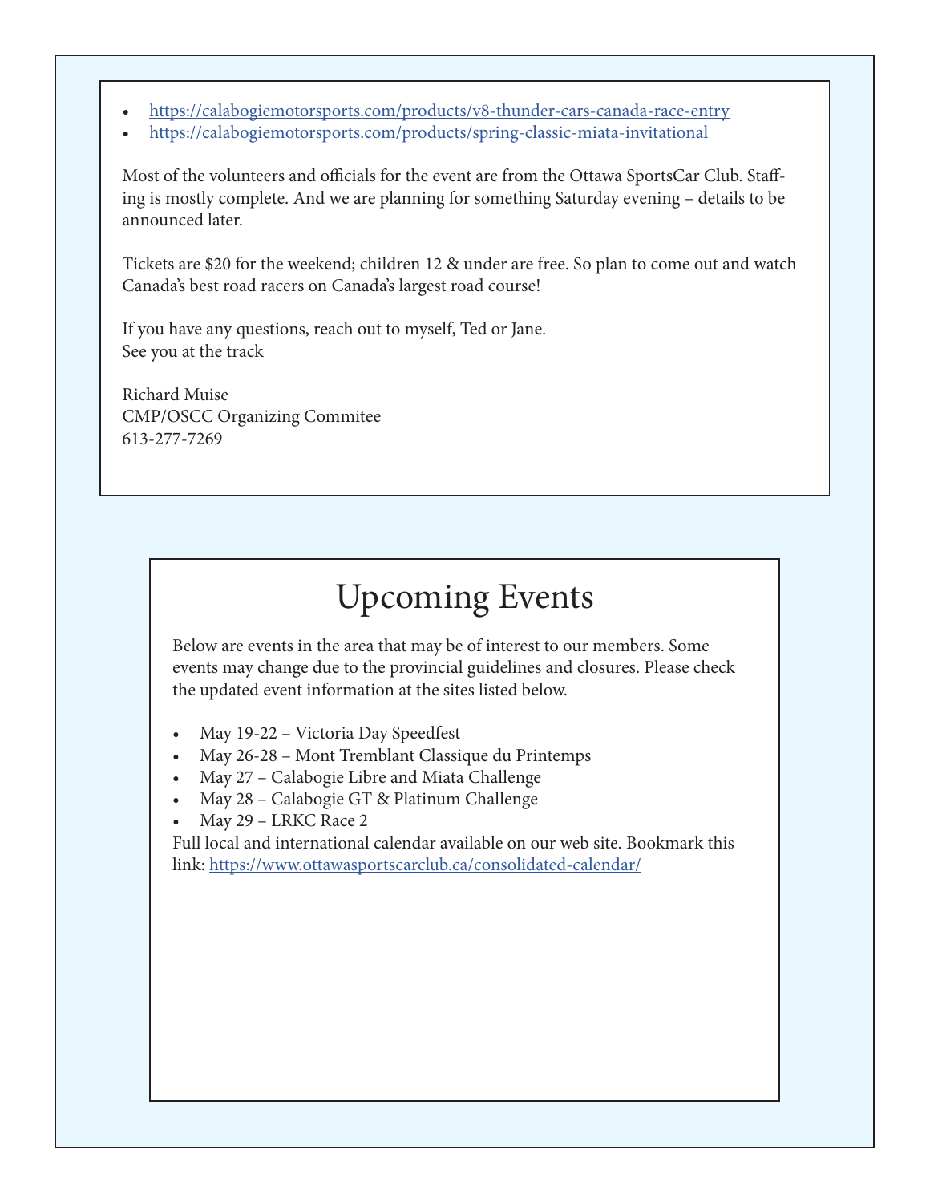- https://calabogiemotorsports.com/products/v8-thunder-cars-canada-race-entry
- https://calabogiemotorsports.com/products/spring-classic-miata-invitational

Most of the volunteers and officials for the event are from the Ottawa SportsCar Club. Staffing is mostly complete. And we are planning for something Saturday evening – details to be announced later.

Tickets are $20 for the weekend; children 12 & under are free. So plan to come out and watch Canada's best road racers on Canada's largest road course!

If you have any questions, reach out to myself, Ted or Jane.
See you at the track

Richard Muise
CMP/OSCC Organizing Commitee
613-277-7269

# Upcoming Events

Below are events in the area that may be of interest to our members. Some events may change due to the provincial guidelines and closures. Please check the updated event information at the sites listed below.

- May 19-22 – Victoria Day Speedfest
- May 26-28 – Mont Tremblant Classique du Printemps
- May 27 – Calabogie Libre and Miata Challenge
- May 28 – Calabogie GT & Platinum Challenge
- May 29 – LRKC Race 2

Full local and international calendar available on our web site. Bookmark this link: https://www.ottawasportscarclub.ca/consolidated-calendar/